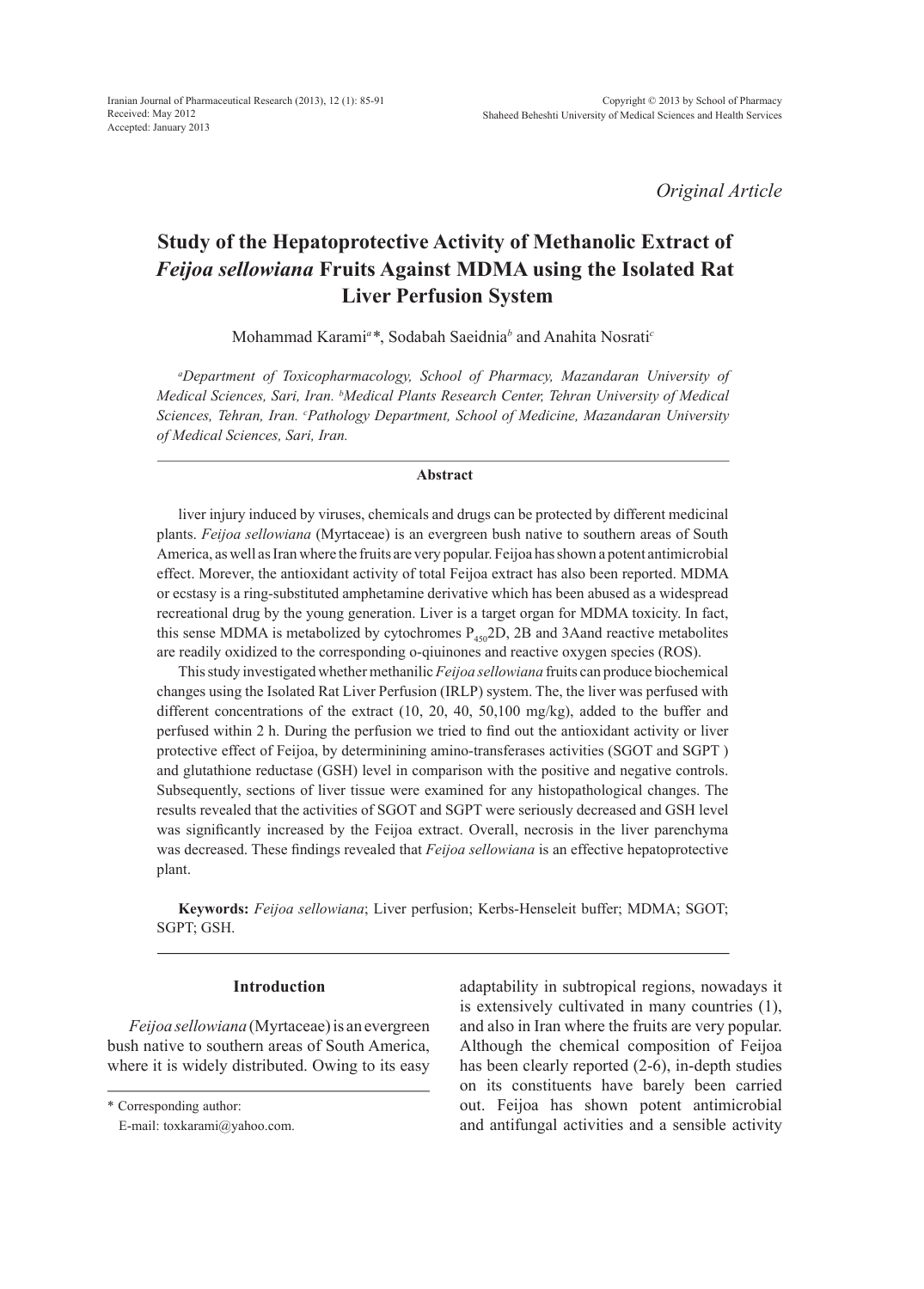*Original Article*

# Study of the Hepatoprotective Activity of Methanolic Extract of *Feijoa sellowiana* Fruits Against MDMA using the Isolated Rat Liver Perfusion System

Mohammad Karami[a]*, Sodabah Saeidnia[b] and Anahita Nosrati[c]

[a]*Department of Toxicopharmacology, School of Pharmacy, Mazandaran University of Medical Sciences, Sari, Iran.* [b]*Medical Plants Research Center, Tehran University of Medical Sciences, Tehran, Iran.* [c]*Pathology Department, School of Medicine, Mazandaran University of Medical Sciences, Sari, Iran.*

## Abstract

liver injury induced by viruses, chemicals and drugs can be protected by different medicinal plants. *Feijoa sellowiana* (Myrtaceae) is an evergreen bush native to southern areas of South America, as well as Iran where the fruits are very popular. Feijoa has shown a potent antimicrobial effect. Morever, the antioxidant activity of total Feijoa extract has also been reported. MDMA or ecstasy is a ring-substituted amphetamine derivative which has been abused as a widespread recreational drug by the young generation. Liver is a target organ for MDMA toxicity. In fact, this sense MDMA is metabolized by cytochromes $P_{450}$2D, 2B and 3Aand reactive metabolites are readily oxidized to the corresponding o-qiuinones and reactive oxygen species (ROS).

This study investigated whether methanilic *Feijoa sellowiana* fruits can produce biochemical changes using the Isolated Rat Liver Perfusion (IRLP) system. The, the liver was perfused with different concentrations of the extract (10, 20, 40, 50,100 mg/kg), added to the buffer and perfused within 2 h. During the perfusion we tried to find out the antioxidant activity or liver protective effect of Feijoa, by determinining amino-transferases activities (SGOT and SGPT ) and glutathione reductase (GSH) level in comparison with the positive and negative controls. Subsequently, sections of liver tissue were examined for any histopathological changes. The results revealed that the activities of SGOT and SGPT were seriously decreased and GSH level was significantly increased by the Feijoa extract. Overall, necrosis in the liver parenchyma was decreased. These findings revealed that *Feijoa sellowiana* is an effective hepatoprotective plant.

**Keywords:** *Feijoa sellowiana*; Liver perfusion; Kerbs-Henseleit buffer; MDMA; SGOT; SGPT; GSH.

## Introduction

*Feijoa sellowiana* (Myrtaceae) is an evergreen bush native to southern areas of South America, where it is widely distributed. Owing to its easy adaptability in subtropical regions, nowadays it is extensively cultivated in many countries (1), and also in Iran where the fruits are very popular. Although the chemical composition of Feijoa has been clearly reported (2-6), in-depth studies on its constituents have barely been carried out. Feijoa has shown potent antimicrobial and antifungal activities and a sensible activity

\* Corresponding author:
E-mail: toxkarami@yahoo.com.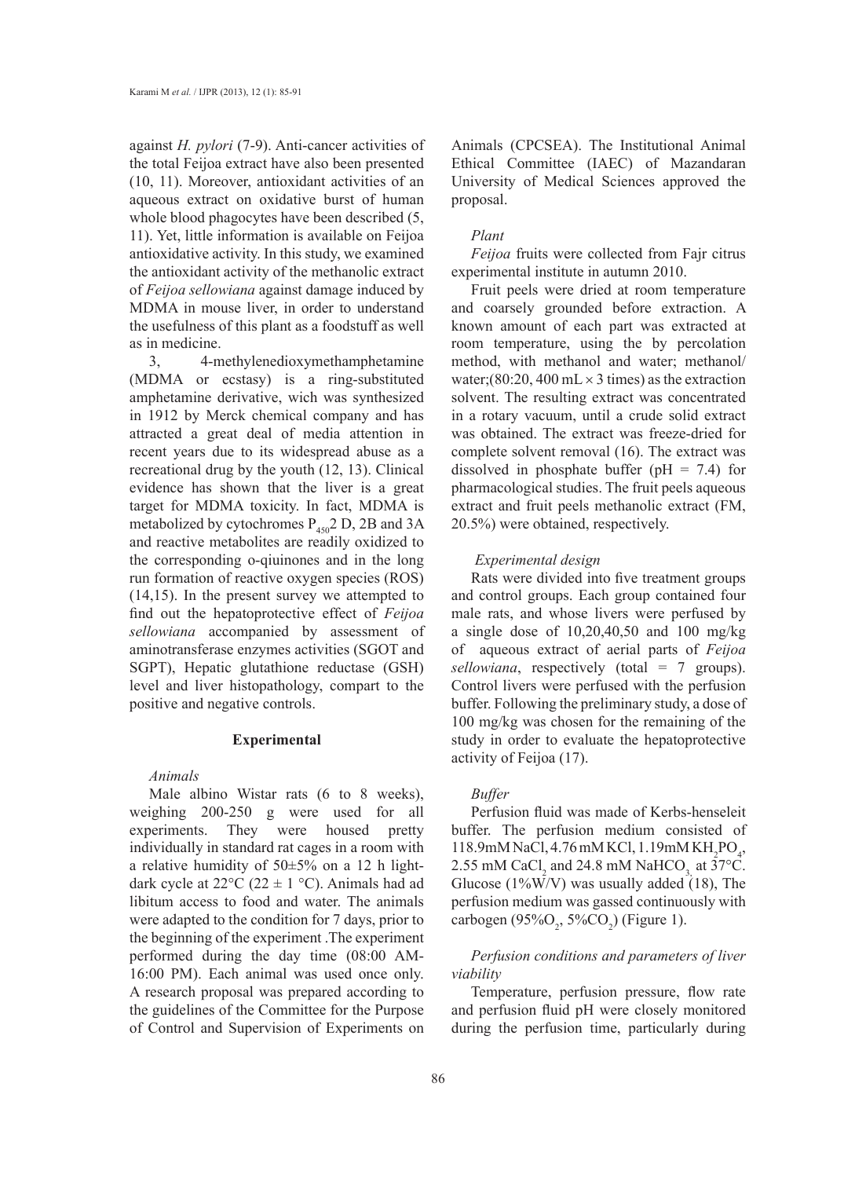against *H. pylori* (7-9). Anti-cancer activities of the total Feijoa extract have also been presented (10, 11). Moreover, antioxidant activities of an aqueous extract on oxidative burst of human whole blood phagocytes have been described (5, 11). Yet, little information is available on Feijoa antioxidative activity. In this study, we examined the antioxidant activity of the methanolic extract of *Feijoa sellowiana* against damage induced by MDMA in mouse liver, in order to understand the usefulness of this plant as a foodstuff as well as in medicine.

3, 4-methylenedioxymethamphetamine (MDMA or ecstasy) is a ring-substituted amphetamine derivative, wich was synthesized in 1912 by Merck chemical company and has attracted a great deal of media attention in recent years due to its widespread abuse as a recreational drug by the youth (12, 13). Clinical evidence has shown that the liver is a great target for MDMA toxicity. In fact, MDMA is metabolized by cytochromes $P_{450}$2 D, 2B and 3A and reactive metabolites are readily oxidized to the corresponding o-qiuinones and in the long run formation of reactive oxygen species (ROS) (14,15). In the present survey we attempted to find out the hepatoprotective effect of *Feijoa sellowiana* accompanied by assessment of aminotransferase enzymes activities (SGOT and SGPT), Hepatic glutathione reductase (GSH) level and liver histopathology, compart to the positive and negative controls.

## Experimental

### *Animals*

Male albino Wistar rats (6 to 8 weeks), weighing 200-250 g were used for all experiments. They were housed pretty individually in standard rat cages in a room with a relative humidity of 50±5% on a 12 h light-dark cycle at 22°C (22 ± 1 °C). Animals had ad libitum access to food and water. The animals were adapted to the condition for 7 days, prior to the beginning of the experiment .The experiment performed during the day time (08:00 AM-16:00 PM). Each animal was used once only. A research proposal was prepared according to the guidelines of the Committee for the Purpose of Control and Supervision of Experiments on Animals (CPCSEA). The Institutional Animal Ethical Committee (IAEC) of Mazandaran University of Medical Sciences approved the proposal.

### *Plant*

*Feijoa* fruits were collected from Fajr citrus experimental institute in autumn 2010.

Fruit peels were dried at room temperature and coarsely grounded before extraction. A known amount of each part was extracted at room temperature, using the by percolation method, with methanol and water; methanol/water;(80:20, 400 mL × 3 times) as the extraction solvent. The resulting extract was concentrated in a rotary vacuum, until a crude solid extract was obtained. The extract was freeze-dried for complete solvent removal (16). The extract was dissolved in phosphate buffer (pH = 7.4) for pharmacological studies. The fruit peels aqueous extract and fruit peels methanolic extract (FM, 20.5%) were obtained, respectively.

### *Experimental design*

Rats were divided into five treatment groups and control groups. Each group contained four male rats, and whose livers were perfused by a single dose of 10,20,40,50 and 100 mg/kg of aqueous extract of aerial parts of *Feijoa sellowiana*, respectively (total = 7 groups). Control livers were perfused with the perfusion buffer. Following the preliminary study, a dose of 100 mg/kg was chosen for the remaining of the study in order to evaluate the hepatoprotective activity of Feijoa (17).

### *Buffer*

Perfusion fluid was made of Kerbs-henseleit buffer. The perfusion medium consisted of 118.9mM NaCl, 4.76 mM KCl, 1.19mM $KH_2PO_4$, 2.55 mM $CaCl_2$ and 24.8 mM $NaHCO_3$ at 37°C. Glucose (1%W/V) was usually added (18), The perfusion medium was gassed continuously with carbogen (95%$O_2$, 5%$CO_2$) (Figure 1).

### *Perfusion conditions and parameters of liver viability*

Temperature, perfusion pressure, flow rate and perfusion fluid pH were closely monitored during the perfusion time, particularly during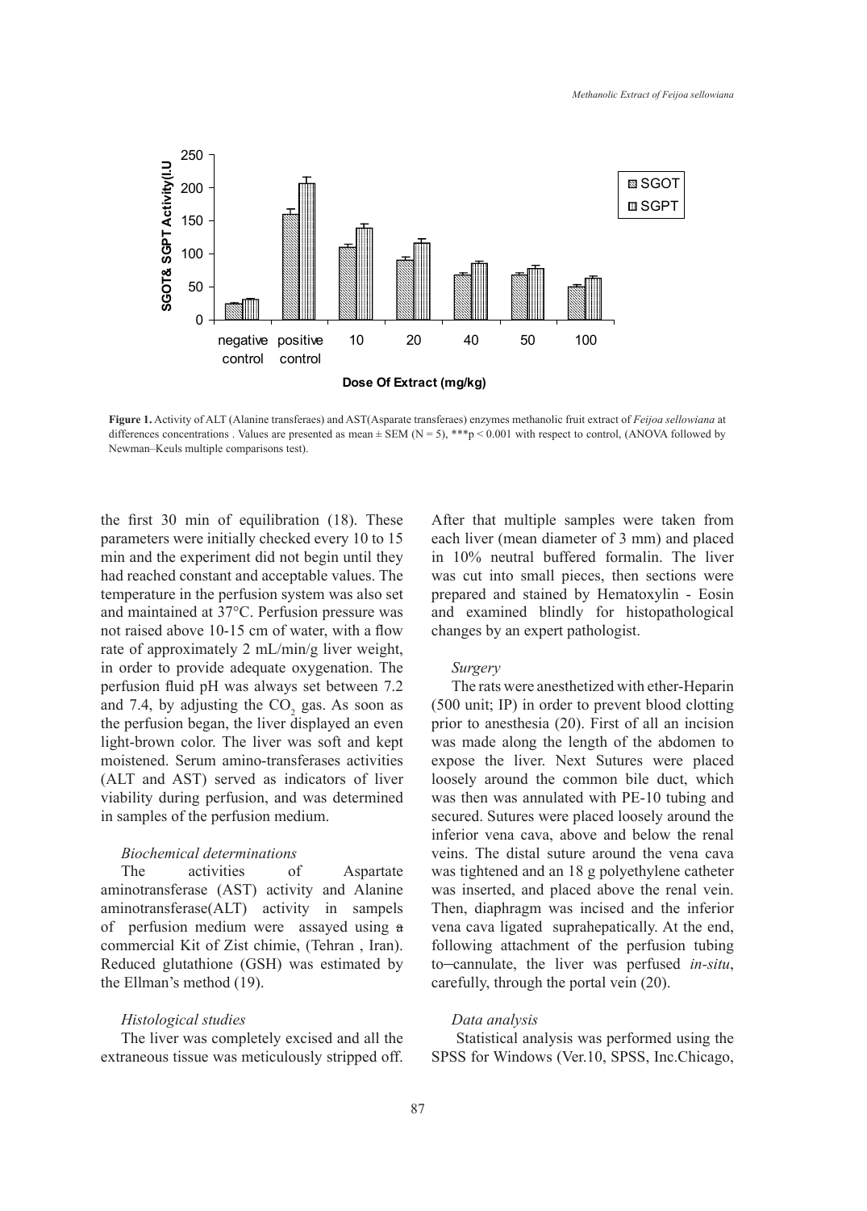**Figure 1.** Activity of ALT (Alanine transferaes) and AST(Asparate transferaes) enzymes methanolic fruit extract of *Feijoa sellowiana* at differences concentrations . Values are presented as mean ± SEM (N = 5), ***p < 0.001 with respect to control, (ANOVA followed by Newman–Keuls multiple comparisons test).

the first 30 min of equilibration (18). These parameters were initially checked every 10 to 15 min and the experiment did not begin until they had reached constant and acceptable values. The temperature in the perfusion system was also set and maintained at 37°C. Perfusion pressure was not raised above 10-15 cm of water, with a flow rate of approximately 2 mL/min/g liver weight, in order to provide adequate oxygenation. The perfusion fluid pH was always set between 7.2 and 7.4, by adjusting the $CO_2$ gas. As soon as the perfusion began, the liver displayed an even light-brown color. The liver was soft and kept moistened. Serum amino-transferases activities (ALT and AST) served as indicators of liver viability during perfusion, and was determined in samples of the perfusion medium.

### *Biochemical determinations*

The activities of Aspartate aminotransferase (AST) activity and Alanine aminotransferase(ALT) activity in sampels of perfusion medium were assayed using a commercial Kit of Zist chimie, (Tehran , Iran). Reduced glutathione (GSH) was estimated by the Ellman's method (19).

### *Histological studies*

The liver was completely excised and all the extraneous tissue was meticulously stripped off. After that multiple samples were taken from each liver (mean diameter of 3 mm) and placed in 10% neutral buffered formalin. The liver was cut into small pieces, then sections were prepared and stained by Hematoxylin - Eosin and examined blindly for histopathological changes by an expert pathologist.

### *Surgery*

The rats were anesthetized with ether-Heparin (500 unit; IP) in order to prevent blood clotting prior to anesthesia (20). First of all an incision was made along the length of the abdomen to expose the liver. Next Sutures were placed loosely around the common bile duct, which was then was annulated with PE-10 tubing and secured. Sutures were placed loosely around the inferior vena cava, above and below the renal veins. The distal suture around the vena cava was tightened and an 18 g polyethylene catheter was inserted, and placed above the renal vein. Then, diaphragm was incised and the inferior vena cava ligated suprahepatically. At the end, following attachment of the perfusion tubing to cannulate, the liver was perfused *in-situ*, carefully, through the portal vein (20).

### *Data analysis*

Statistical analysis was performed using the SPSS for Windows (Ver.10, SPSS, Inc.Chicago,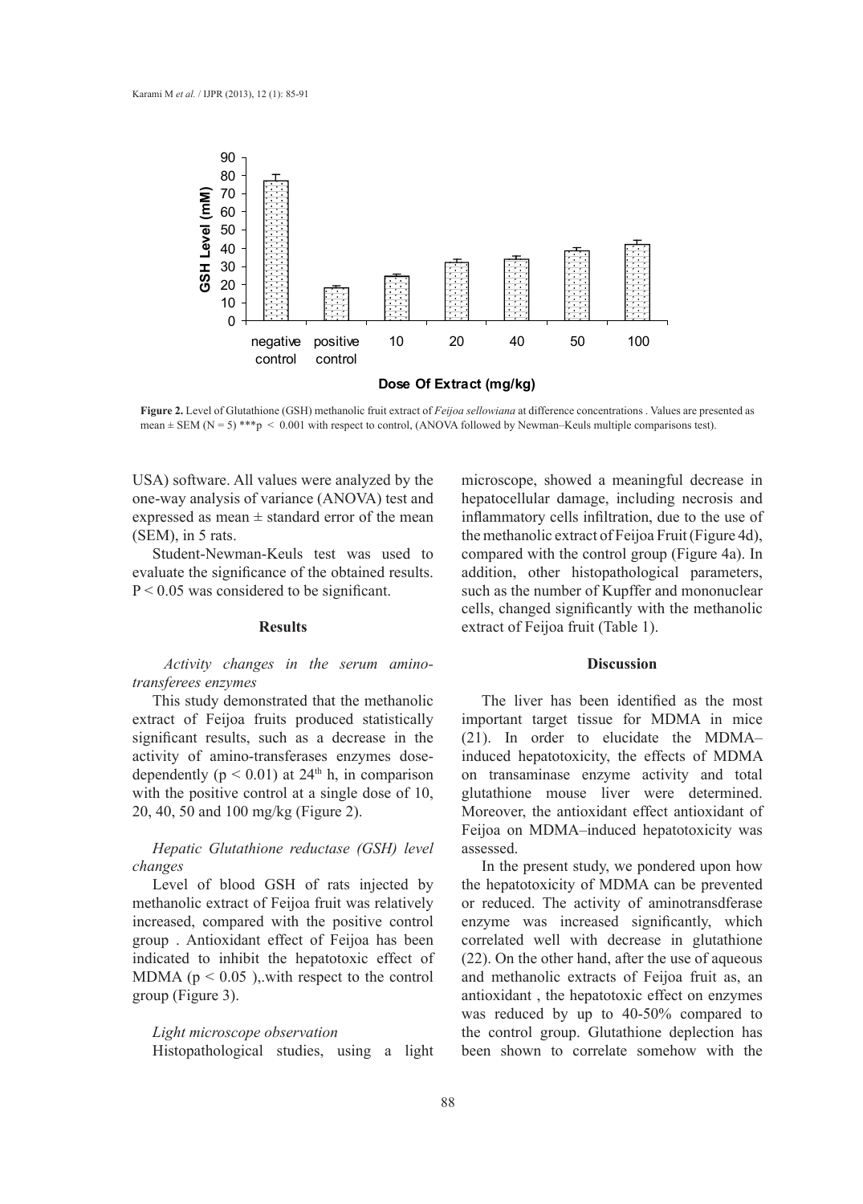**Figure 2.** Level of Glutathione (GSH) methanolic fruit extract of *Feijoa sellowiana* at difference concentrations . Values are presented as mean ± SEM (N = 5) ***p < 0.001 with respect to control, (ANOVA followed by Newman–Keuls multiple comparisons test).

USA) software. All values were analyzed by the one-way analysis of variance (ANOVA) test and expressed as mean ± standard error of the mean (SEM), in 5 rats.

Student-Newman-Keuls test was used to evaluate the significance of the obtained results. $P < 0.05$ was considered to be significant.

## Results

### *Activity changes in the serum amino-transferees enzymes*

This study demonstrated that the methanolic extract of Feijoa fruits produced statistically significant results, such as a decrease in the activity of amino-transferases enzymes dose-dependently ($p < 0.01$) at $24^{th}$ h, in comparison with the positive control at a single dose of 10, 20, 40, 50 and 100 mg/kg (Figure 2).

### *Hepatic Glutathione reductase (GSH) level changes*

Level of blood GSH of rats injected by methanolic extract of Feijoa fruit was relatively increased, compared with the positive control group . Antioxidant effect of Feijoa has been indicated to inhibit the hepatotoxic effect of MDMA ($p < 0.05$ ),.with respect to the control group (Figure 3).

### *Light microscope observation*

Histopathological studies, using a light microscope, showed a meaningful decrease in hepatocellular damage, including necrosis and inflammatory cells infiltration, due to the use of the methanolic extract of Feijoa Fruit (Figure 4d), compared with the control group (Figure 4a). In addition, other histopathological parameters, such as the number of Kupffer and mononuclear cells, changed significantly with the methanolic extract of Feijoa fruit (Table 1).

## Discussion

The liver has been identified as the most important target tissue for MDMA in mice (21). In order to elucidate the MDMA–induced hepatotoxicity, the effects of MDMA on transaminase enzyme activity and total glutathione mouse liver were determined. Moreover, the antioxidant effect antioxidant of Feijoa on MDMA–induced hepatotoxicity was assessed.

In the present study, we pondered upon how the hepatotoxicity of MDMA can be prevented or reduced. The activity of aminotransdferase enzyme was increased significantly, which correlated well with decrease in glutathione (22). On the other hand, after the use of aqueous and methanolic extracts of Feijoa fruit as, an antioxidant , the hepatotoxic effect on enzymes was reduced by up to 40-50% compared to the control group. Glutathione deplection has been shown to correlate somehow with the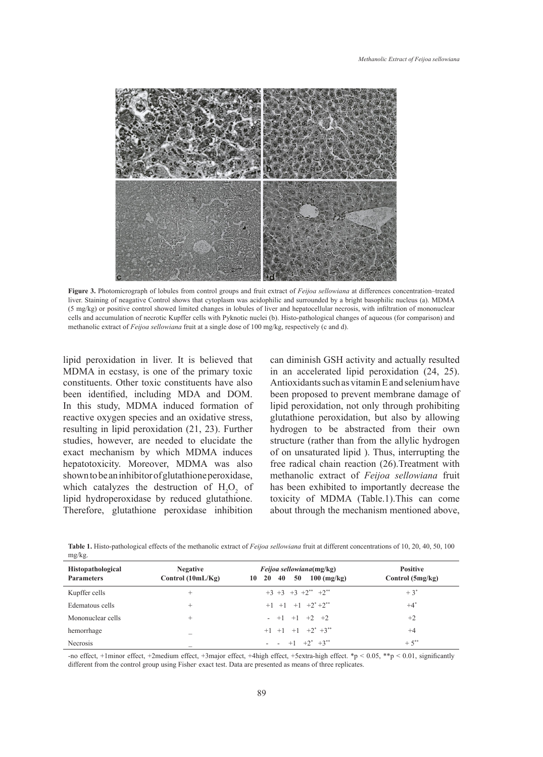**Figure 3.** Photomicrograph of lobules from control groups and fruit extract of *Feijoa sellowiana* at differences concentration–treated liver. Staining of neagative Control shows that cytoplasm was acidophilic and surrounded by a bright basophilic nucleus (a). MDMA (5 mg/kg) or positive control showed limited changes in lobules of liver and hepatocellular necrosis, with infiltration of mononuclear cells and accumulation of necrotic Kupffer cells with Pyknotic nuclei (b). Histo-pathological changes of aqueous (for comparison) and methanolic extract of *Feijoa sellowiana* fruit at a single dose of 100 mg/kg, respectively (c and d).

lipid peroxidation in liver. It is believed that MDMA in ecstasy, is one of the primary toxic constituents. Other toxic constituents have also been identified, including MDA and DOM. In this study, MDMA induced formation of reactive oxygen species and an oxidative stress, resulting in lipid peroxidation (21, 23). Further studies, however, are needed to elucidate the exact mechanism by which MDMA induces hepatotoxicity. Moreover, MDMA was also shown to be an inhibitor of glutathione peroxidase, which catalyzes the destruction of $H_2O_2$ of lipid hydroperoxidase by reduced glutathione. Therefore, glutathione peroxidase inhibition can diminish GSH activity and actually resulted in an accelerated lipid peroxidation (24, 25). Antioxidants such as vitamin E and selenium have been proposed to prevent membrane damage of lipid peroxidation, not only through prohibiting glutathione peroxidation, but also by allowing hydrogen to be abstracted from their own structure (rather than from the allylic hydrogen of on unsaturated lipid ). Thus, interrupting the free radical chain reaction (26).Treatment with methanolic extract of *Feijoa sellowiana* fruit has been exhibited to importantly decrease the toxicity of MDMA (Table.1).This can come about through the mechanism mentioned above,

**Table 1.** Histo-pathological effects of the methanolic extract of *Feijoa sellowiana* fruit at different concentrations of 10, 20, 40, 50, 100 mg/kg.

| Histopathological Parameters | Negative Control (10mL/Kg) | *Feijoa sellowiana*(mg/kg) | | | | | Positive Control (5mg/kg) |
|---|---|---|---|---|---|---|---|
| | | 10 | 20 | 40 | 50 | 100 (mg/kg) | |
| Kupffer cells | + | +3 | +3 | +3 | +2** | +2** | + 3* |
| Edematous cells | + | +1 | +1 | +1 | +2* | +2** | +4* |
| Mononuclear cells | + | - | +1 | +1 | +2 | +2 | +2 |
| hemorrhage | _ | +1 | +1 | +1 | +2* | +3** | +4 |
| Necrosis | _ | - | - | +1 | +2* | +3** | + 5** |

-no effect, +1minor effect, +2medium effect, +3major effect, +4high effect, +5extra-high effect. *$p < 0.05$, **$p < 0.01$, significantly different from the control group using Fisher exact test. Data are presented as means of three replicates.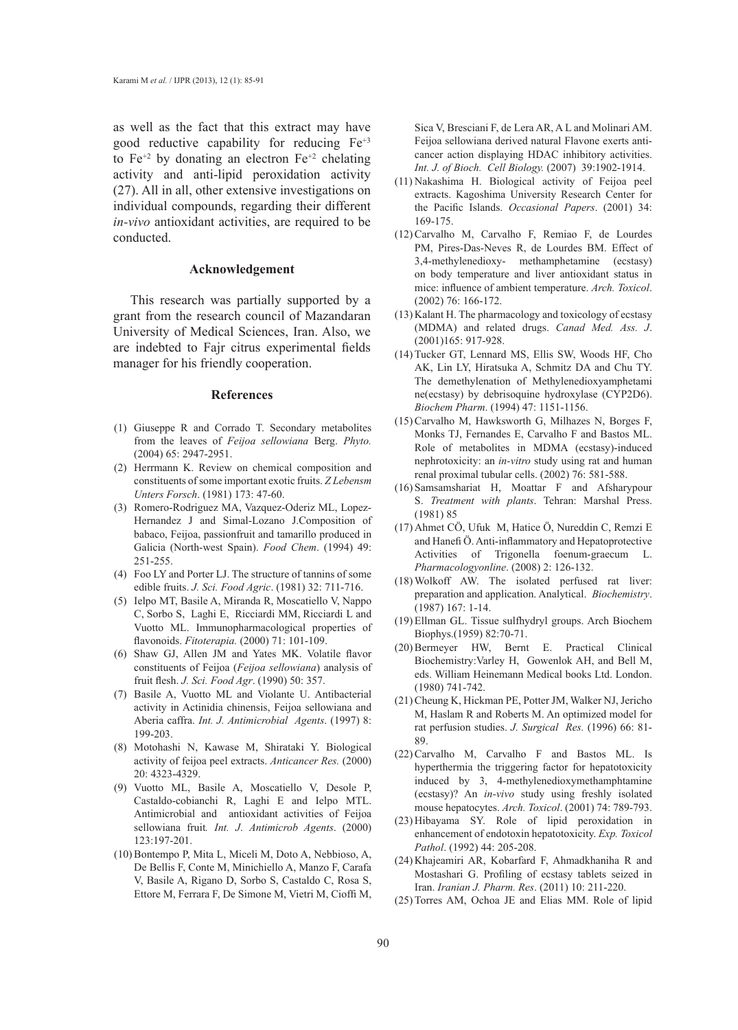as well as the fact that this extract may have good reductive capability for reducing $Fe^{+3}$ to $Fe^{+2}$ by donating an electron $Fe^{+2}$ chelating activity and anti-lipid peroxidation activity (27). All in all, other extensive investigations on individual compounds, regarding their different *in-vivo* antioxidant activities, are required to be conducted.

## Acknowledgement

This research was partially supported by a grant from the research council of Mazandaran University of Medical Sciences, Iran. Also, we are indebted to Fajr citrus experimental fields manager for his friendly cooperation.

## References

(1) Giuseppe R and Corrado T. Secondary metabolites from the leaves of *Feijoa sellowiana* Berg. *Phyto.* (2004) 65: 2947-2951.

(2) Herrmann K. Review on chemical composition and constituents of some important exotic fruits. *Z Lebensm Unters Forsch*. (1981) 173: 47-60.

(3) Romero-Rodriguez MA, Vazquez-Oderiz ML, Lopez-Hernandez J and Simal-Lozano J.Composition of babaco, Feijoa, passionfruit and tamarillo produced in Galicia (North-west Spain). *Food Chem*. (1994) 49: 251-255.

(4) Foo LY and Porter LJ. The structure of tannins of some edible fruits. *J. Sci. Food Agric*. (1981) 32: 711-716.

(5) Ielpo MT, Basile A, Miranda R, Moscatiello V, Nappo C, Sorbo S, Laghi E, Ricciardi MM, Ricciardi L and Vuotto ML. Immunopharmacological properties of flavonoids. *Fitoterapia.* (2000) 71: 101-109.

(6) Shaw GJ, Allen JM and Yates MK. Volatile flavor constituents of Feijoa (*Feijoa sellowiana*) analysis of fruit flesh. *J. Sci. Food Agr*. (1990) 50: 357.

(7) Basile A, Vuotto ML and Violante U. Antibacterial activity in Actinidia chinensis, Feijoa sellowiana and Aberia caffra. *Int. J. Antimicrobial Agents*. (1997) 8: 199-203.

(8) Motohashi N, Kawase M, Shirataki Y. Biological activity of feijoa peel extracts. *Anticancer Res.* (2000) 20: 4323-4329.

(9) Vuotto ML, Basile A, Moscatiello V, Desole P, Castaldo-cobianchi R, Laghi E and Ielpo MTL. Antimicrobial and antioxidant activities of Feijoa sellowiana fruit*. Int. J. Antimicrob Agents*. (2000) 123:197-201.

(10) Bontempo P, Mita L, Miceli M, Doto A, Nebbioso, A, De Bellis F, Conte M, Minichiello A, Manzo F, Carafa V, Basile A, Rigano D, Sorbo S, Castaldo C, Rosa S, Ettore M, Ferrara F, De Simone M, Vietri M, Cioffi M, Sica V, Bresciani F, de Lera AR, A L and Molinari AM. Feijoa sellowiana derived natural Flavone exerts anti-cancer action displaying HDAC inhibitory activities. *Int. J. of Bioch. Cell Biology.* (2007) 39:1902-1914.

(11) Nakashima H. Biological activity of Feijoa peel extracts. Kagoshima University Research Center for the Pacific Islands. *Occasional Papers*. (2001) 34: 169-175.

(12) Carvalho M, Carvalho F, Remiao F, de Lourdes PM, Pires-Das-Neves R, de Lourdes BM. Effect of 3,4-methylenedioxy- methamphetamine (ecstasy) on body temperature and liver antioxidant status in mice: influence of ambient temperature. *Arch. Toxicol*. (2002) 76: 166-172.

(13) Kalant H. The pharmacology and toxicology of ecstasy (MDMA) and related drugs. *Canad Med. Ass. J*. (2001)165: 917-928.

(14) Tucker GT, Lennard MS, Ellis SW, Woods HF, Cho AK, Lin LY, Hiratsuka A, Schmitz DA and Chu TY. The demethylenation of Methylenedioxyamphetamine(ecstasy) by debrisoquine hydroxylase (CYP2D6). *Biochem Pharm*. (1994) 47: 1151-1156.

(15) Carvalho M, Hawksworth G, Milhazes N, Borges F, Monks TJ, Fernandes E, Carvalho F and Bastos ML. Role of metabolites in MDMA (ecstasy)-induced nephrotoxicity: an *in-vitro* study using rat and human renal proximal tubular cells. (2002) 76: 581-588.

(16) Samsamshariat H, Moattar F and Afsharypour S. *Treatment with plants*. Tehran: Marshal Press. (1981) 85

(17) Ahmet CÖ, Ufuk M, Hatice Ö, Nureddin C, Remzi E and Hanefi Ö. Anti-inflammatory and Hepatoprotective Activities of Trigonella foenum-graecum L. *Pharmacologyonline*. (2008) 2: 126-132.

(18) Wolkoff AW. The isolated perfused rat liver: preparation and application. Analytical. *Biochemistry*. (1987) 167: 1-14.

(19) Ellman GL. Tissue sulfhydryl groups. Arch Biochem Biophys.(1959) 82:70-71.

(20) Bermeyer HW, Bernt E. Practical Clinical Biochemistry:Varley H, Gowenlok AH, and Bell M, eds. William Heinemann Medical books Ltd. London. (1980) 741-742.

(21) Cheung K, Hickman PE, Potter JM, Walker NJ, Jericho M, Haslam R and Roberts M. An optimized model for rat perfusion studies. *J. Surgical Res.* (1996) 66: 81-89.

(22) Carvalho M, Carvalho F and Bastos ML. Is hyperthermia the triggering factor for hepatotoxicity induced by 3, 4-methylenedioxymethamphtamine (ecstasy)? An *in-vivo* study using freshly isolated mouse hepatocytes. *Arch. Toxicol*. (2001) 74: 789-793.

(23) Hibayama SY. Role of lipid peroxidation in enhancement of endotoxin hepatotoxicity. *Exp. Toxicol Pathol*. (1992) 44: 205-208.

(24) Khajeamiri AR, Kobarfard F, Ahmadkhaniha R and Mostashari G. Profiling of ecstasy tablets seized in Iran. *Iranian J. Pharm. Res*. (2011) 10: 211-220.

(25) Torres AM, Ochoa JE and Elias MM. Role of lipid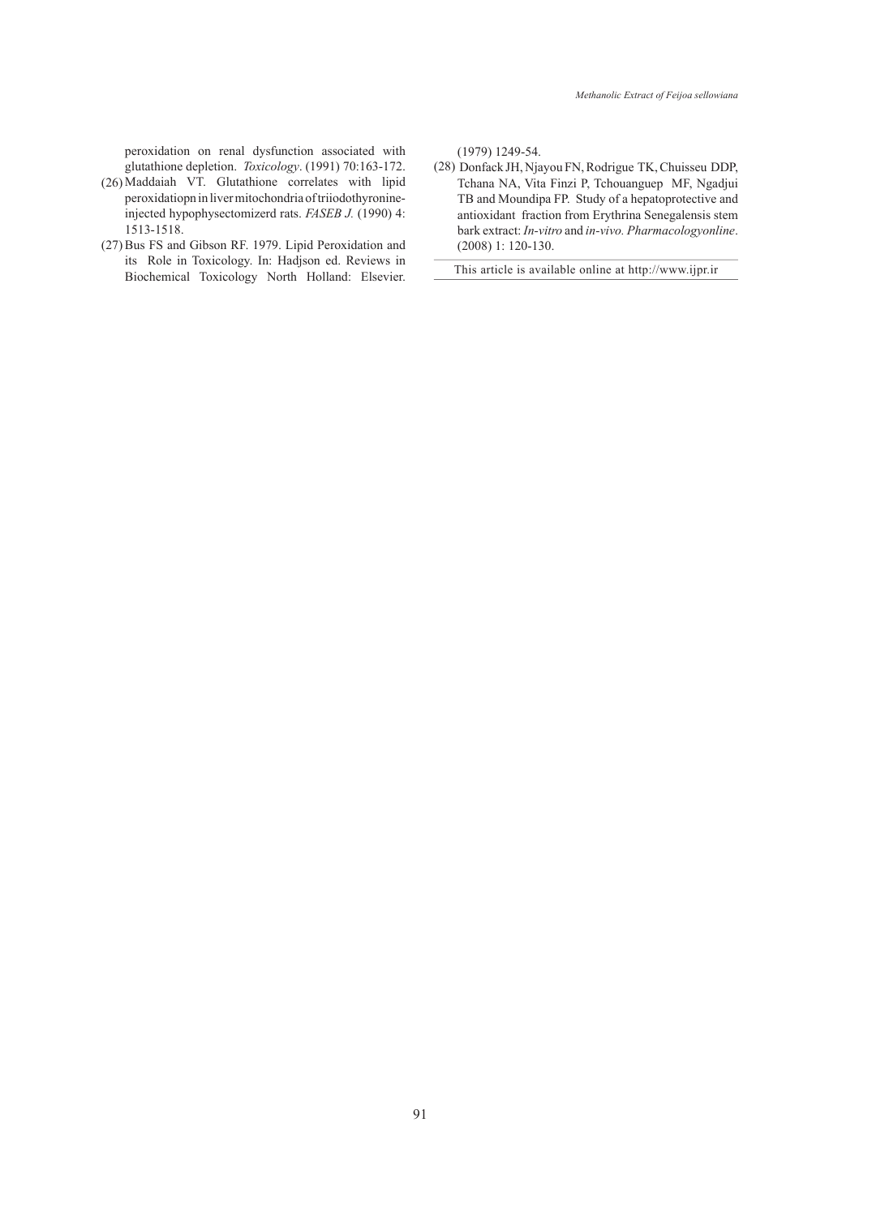peroxidation on renal dysfunction associated with glutathione depletion. *Toxicology*. (1991) 70:163-172.

(26) Maddaiah VT. Glutathione correlates with lipid peroxidatiopn in liver mitochondria of triiodothyronine-injected hypophysectomizerd rats. *FASEB J.* (1990) 4: 1513-1518.

(27) Bus FS and Gibson RF. 1979. Lipid Peroxidation and its Role in Toxicology. In: Hadjson ed. Reviews in Biochemical Toxicology North Holland: Elsevier. (1979) 1249-54.

(28) Donfack JH, Njayou FN, Rodrigue TK, Chuisseu DDP, Tchana NA, Vita Finzi P, Tchouanguep MF, Ngadjui TB and Moundipa FP. Study of a hepatoprotective and antioxidant fraction from Erythrina Senegalensis stem bark extract: *In-vitro* and *in-vivo*. *Pharmacologyonline*. (2008) 1: 120-130.

This article is available online at http://www.ijpr.ir